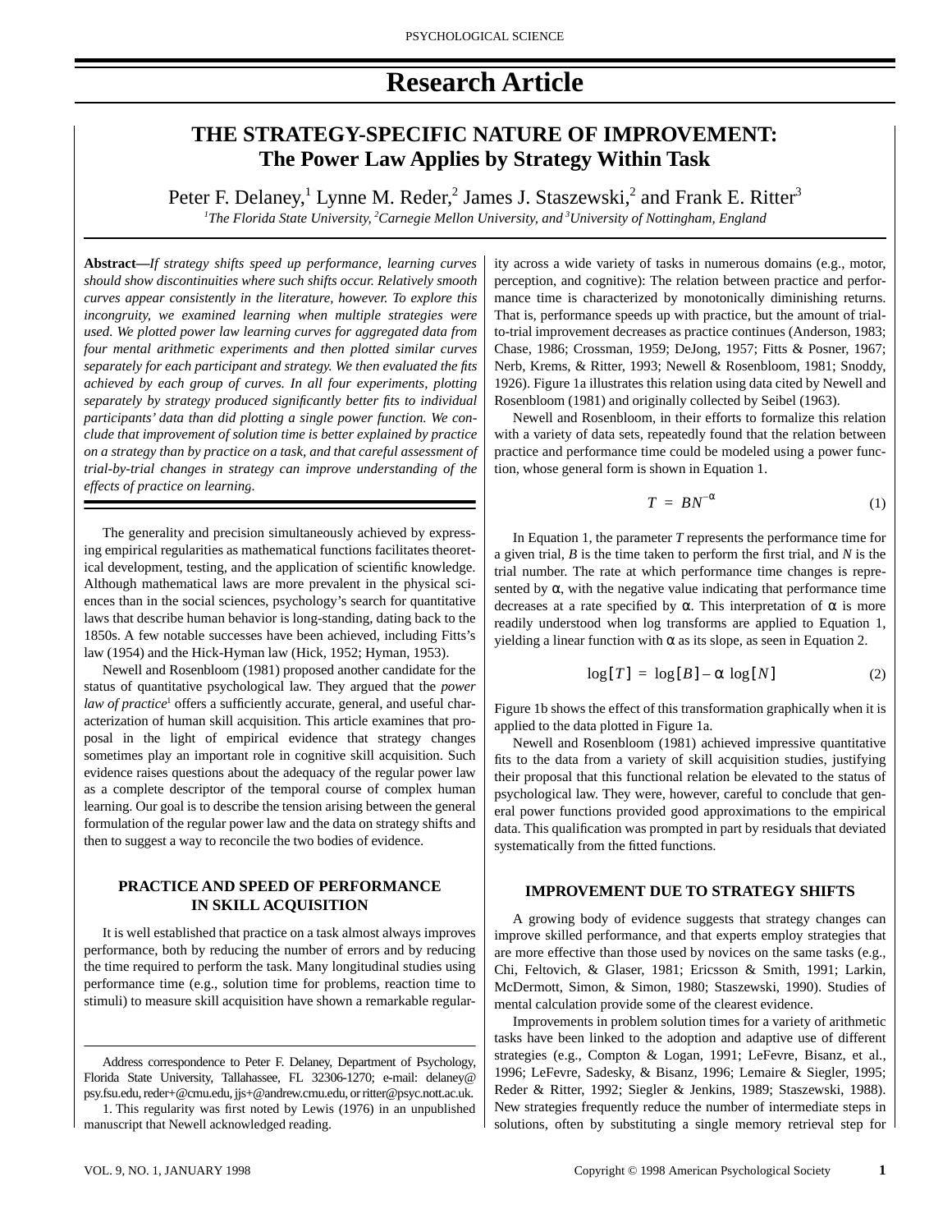# Research Article

## THE STRATEGY-SPECIFIC NATURE OF IMPROVEMENT: The Power Law Applies by Strategy Within Task

Peter F. Delaney,[1] Lynne M. Reder,[2] James J. Staszewski,[2] and Frank E. Ritter[3]

[1]*The Florida State University,* [2]*Carnegie Mellon University, and* [3]*University of Nottingham, England*

**Abstract—***If strategy shifts speed up performance, learning curves should show discontinuities where such shifts occur. Relatively smooth curves appear consistently in the literature, however. To explore this incongruity, we examined learning when multiple strategies were used. We plotted power law learning curves for aggregated data from four mental arithmetic experiments and then plotted similar curves separately for each participant and strategy. We then evaluated the fits achieved by each group of curves. In all four experiments, plotting separately by strategy produced significantly better fits to individual participants' data than did plotting a single power function. We conclude that improvement of solution time is better explained by practice on a strategy than by practice on a task, and that careful assessment of trial-by-trial changes in strategy can improve understanding of the effects of practice on learning.*

The generality and precision simultaneously achieved by expressing empirical regularities as mathematical functions facilitates theoretical development, testing, and the application of scientific knowledge. Although mathematical laws are more prevalent in the physical sciences than in the social sciences, psychology's search for quantitative laws that describe human behavior is long-standing, dating back to the 1850s. A few notable successes have been achieved, including Fitts's law (1954) and the Hick-Hyman law (Hick, 1952; Hyman, 1953).

Newell and Rosenbloom (1981) proposed another candidate for the status of quantitative psychological law. They argued that the *power law of practice*[1] offers a sufficiently accurate, general, and useful characterization of human skill acquisition. This article examines that proposal in the light of empirical evidence that strategy changes sometimes play an important role in cognitive skill acquisition. Such evidence raises questions about the adequacy of the regular power law as a complete descriptor of the temporal course of complex human learning. Our goal is to describe the tension arising between the general formulation of the regular power law and the data on strategy shifts and then to suggest a way to reconcile the two bodies of evidence.

### PRACTICE AND SPEED OF PERFORMANCE IN SKILL ACQUISITION

It is well established that practice on a task almost always improves performance, both by reducing the number of errors and by reducing the time required to perform the task. Many longitudinal studies using performance time (e.g., solution time for problems, reaction time to stimuli) to measure skill acquisition have shown a remarkable regularity across a wide variety of tasks in numerous domains (e.g., motor, perception, and cognitive): The relation between practice and performance time is characterized by monotonically diminishing returns. That is, performance speeds up with practice, but the amount of trial-to-trial improvement decreases as practice continues (Anderson, 1983; Chase, 1986; Crossman, 1959; DeJong, 1957; Fitts & Posner, 1967; Nerb, Krems, & Ritter, 1993; Newell & Rosenbloom, 1981; Snoddy, 1926). Figure 1a illustrates this relation using data cited by Newell and Rosenbloom (1981) and originally collected by Seibel (1963).

Newell and Rosenbloom, in their efforts to formalize this relation with a variety of data sets, repeatedly found that the relation between practice and performance time could be modeled using a power function, whose general form is shown in Equation 1.

$$T = BN^{-\alpha} \tag{1}$$

In Equation 1, the parameter $T$ represents the performance time for a given trial, $B$ is the time taken to perform the first trial, and $N$ is the trial number. The rate at which performance time changes is represented by $\alpha$, with the negative value indicating that performance time decreases at a rate specified by $\alpha$. This interpretation of $\alpha$ is more readily understood when log transforms are applied to Equation 1, yielding a linear function with $\alpha$ as its slope, as seen in Equation 2.

$$\log[T] = \log[B] - \alpha \log[N] \tag{2}$$

Figure 1b shows the effect of this transformation graphically when it is applied to the data plotted in Figure 1a.

Newell and Rosenbloom (1981) achieved impressive quantitative fits to the data from a variety of skill acquisition studies, justifying their proposal that this functional relation be elevated to the status of psychological law. They were, however, careful to conclude that general power functions provided good approximations to the empirical data. This qualification was prompted in part by residuals that deviated systematically from the fitted functions.

### IMPROVEMENT DUE TO STRATEGY SHIFTS

A growing body of evidence suggests that strategy changes can improve skilled performance, and that experts employ strategies that are more effective than those used by novices on the same tasks (e.g., Chi, Feltovich, & Glaser, 1981; Ericsson & Smith, 1991; Larkin, McDermott, Simon, & Simon, 1980; Staszewski, 1990). Studies of mental calculation provide some of the clearest evidence.

Improvements in problem solution times for a variety of arithmetic tasks have been linked to the adoption and adaptive use of different strategies (e.g., Compton & Logan, 1991; LeFevre, Bisanz, et al., 1996; LeFevre, Sadesky, & Bisanz, 1996; Lemaire & Siegler, 1995; Reder & Ritter, 1992; Siegler & Jenkins, 1989; Staszewski, 1988). New strategies frequently reduce the number of intermediate steps in solutions, often by substituting a single memory retrieval step for

---

Address correspondence to Peter F. Delaney, Department of Psychology, Florida State University, Tallahassee, FL 32306-1270; e-mail: delaney@psy.fsu.edu, reder+@cmu.edu, jjs+@andrew.cmu.edu, or ritter@psyc.nott.ac.uk.

1. This regularity was first noted by Lewis (1976) in an unpublished manuscript that Newell acknowledged reading.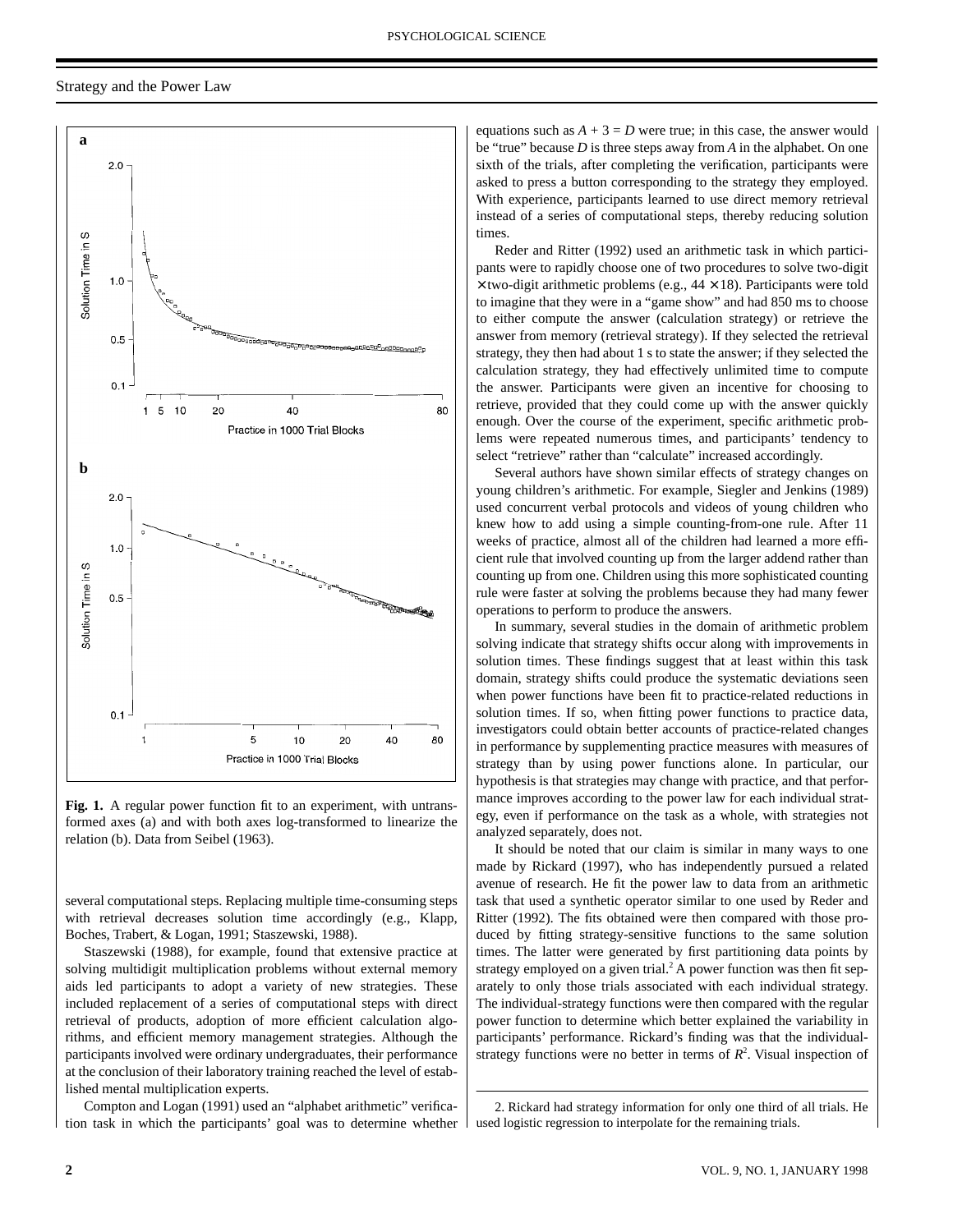a

2.0

Solution Time in S

1.0

0.5

0.1

1 5 10 20 40 80

Practice in 1000 Trial Blocks

b

2.0

1.0

Solution Time in S

0.5

0.1

1 5 10 20 40 80

Practice in 1000 Trial Blocks

**Fig. 1.** A regular power function fit to an experiment, with untransformed axes (a) and with both axes log-transformed to linearize the relation (b). Data from Seibel (1963).

several computational steps. Replacing multiple time-consuming steps with retrieval decreases solution time accordingly (e.g., Klapp, Boches, Trabert, & Logan, 1991; Staszewski, 1988).

Staszewski (1988), for example, found that extensive practice at solving multidigit multiplication problems without external memory aids led participants to adopt a variety of new strategies. These included replacement of a series of computational steps with direct retrieval of products, adoption of more efficient calculation algorithms, and efficient memory management strategies. Although the participants involved were ordinary undergraduates, their performance at the conclusion of their laboratory training reached the level of established mental multiplication experts.

Compton and Logan (1991) used an "alphabet arithmetic" verification task in which the participants' goal was to determine whether equations such as $A + 3 = D$ were true; in this case, the answer would be "true" because $D$ is three steps away from $A$ in the alphabet. On one sixth of the trials, after completing the verification, participants were asked to press a button corresponding to the strategy they employed. With experience, participants learned to use direct memory retrieval instead of a series of computational steps, thereby reducing solution times.

Reder and Ritter (1992) used an arithmetic task in which participants were to rapidly choose one of two procedures to solve two-digit × two-digit arithmetic problems (e.g., 44 × 18). Participants were told to imagine that they were in a "game show" and had 850 ms to choose to either compute the answer (calculation strategy) or retrieve the answer from memory (retrieval strategy). If they selected the retrieval strategy, they then had about 1 s to state the answer; if they selected the calculation strategy, they had effectively unlimited time to compute the answer. Participants were given an incentive for choosing to retrieve, provided that they could come up with the answer quickly enough. Over the course of the experiment, specific arithmetic problems were repeated numerous times, and participants' tendency to select "retrieve" rather than "calculate" increased accordingly.

Several authors have shown similar effects of strategy changes on young children's arithmetic. For example, Siegler and Jenkins (1989) used concurrent verbal protocols and videos of young children who knew how to add using a simple counting-from-one rule. After 11 weeks of practice, almost all of the children had learned a more efficient rule that involved counting up from the larger addend rather than counting up from one. Children using this more sophisticated counting rule were faster at solving the problems because they had many fewer operations to perform to produce the answers.

In summary, several studies in the domain of arithmetic problem solving indicate that strategy shifts occur along with improvements in solution times. These findings suggest that at least within this task domain, strategy shifts could produce the systematic deviations seen when power functions have been fit to practice-related reductions in solution times. If so, when fitting power functions to practice data, investigators could obtain better accounts of practice-related changes in performance by supplementing practice measures with measures of strategy than by using power functions alone. In particular, our hypothesis is that strategies may change with practice, and that performance improves according to the power law for each individual strategy, even if performance on the task as a whole, with strategies not analyzed separately, does not.

It should be noted that our claim is similar in many ways to one made by Rickard (1997), who has independently pursued a related avenue of research. He fit the power law to data from an arithmetic task that used a synthetic operator similar to one used by Reder and Ritter (1992). The fits obtained were then compared with those produced by fitting strategy-sensitive functions to the same solution times. The latter were generated by first partitioning data points by strategy employed on a given trial.[2] A power function was then fit separately to only those trials associated with each individual strategy. The individual-strategy functions were then compared with the regular power function to determine which better explained the variability in participants' performance. Rickard's finding was that the individual-strategy functions were no better in terms of $R^2$. Visual inspection of

2. Rickard had strategy information for only one third of all trials. He used logistic regression to interpolate for the remaining trials.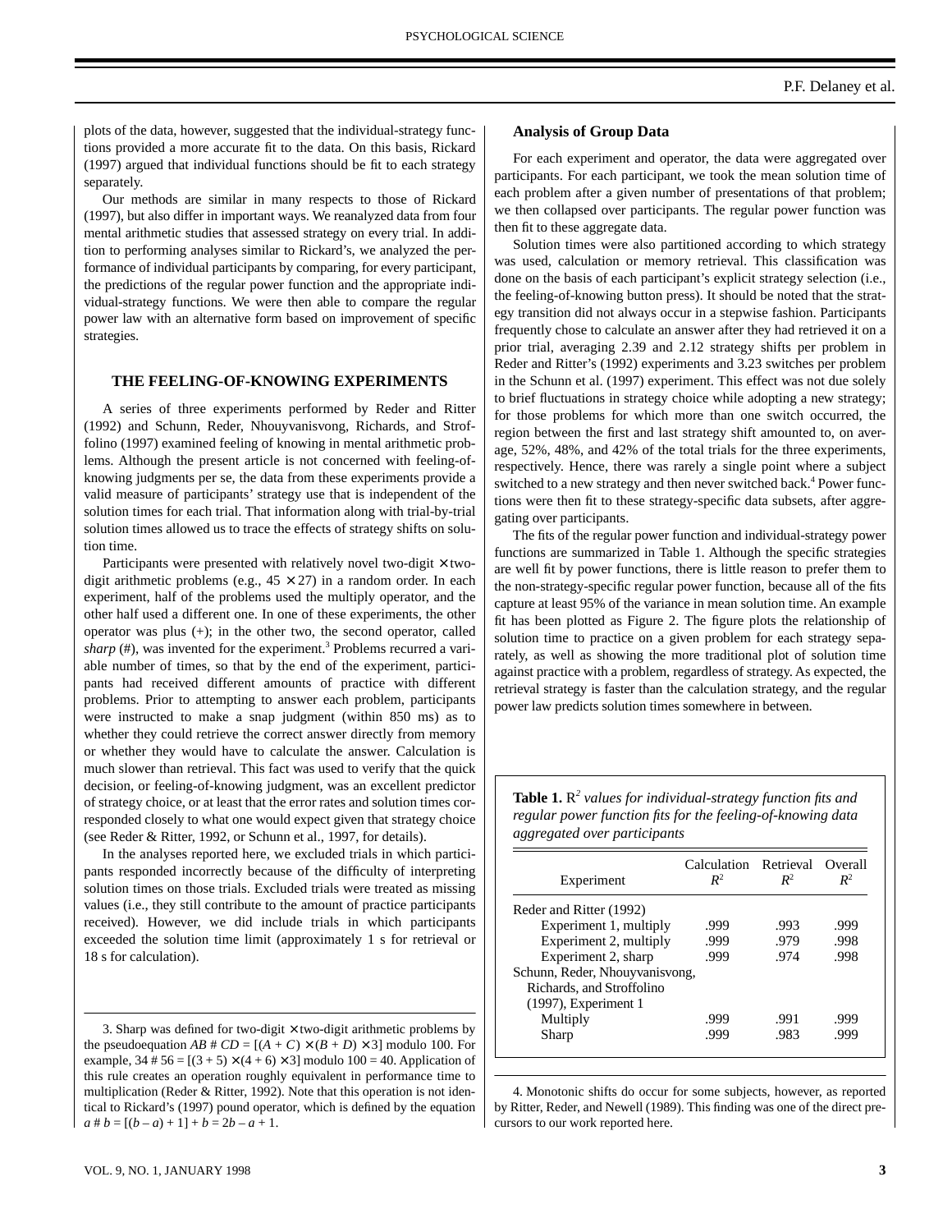plots of the data, however, suggested that the individual-strategy functions provided a more accurate fit to the data. On this basis, Rickard (1997) argued that individual functions should be fit to each strategy separately.

Our methods are similar in many respects to those of Rickard (1997), but also differ in important ways. We reanalyzed data from four mental arithmetic studies that assessed strategy on every trial. In addition to performing analyses similar to Rickard's, we analyzed the performance of individual participants by comparing, for every participant, the predictions of the regular power function and the appropriate individual-strategy functions. We were then able to compare the regular power law with an alternative form based on improvement of specific strategies.

## THE FEELING-OF-KNOWING EXPERIMENTS

A series of three experiments performed by Reder and Ritter (1992) and Schunn, Reder, Nhouyvanisvong, Richards, and Stroffolino (1997) examined feeling of knowing in mental arithmetic problems. Although the present article is not concerned with feeling-of-knowing judgments per se, the data from these experiments provide a valid measure of participants' strategy use that is independent of the solution times for each trial. That information along with trial-by-trial solution times allowed us to trace the effects of strategy shifts on solution time.

Participants were presented with relatively novel two-digit × two-digit arithmetic problems (e.g., 45 × 27) in a random order. In each experiment, half of the problems used the multiply operator, and the other half used a different one. In one of these experiments, the other operator was plus (+); in the other two, the second operator, called *sharp* (#), was invented for the experiment.[3] Problems recurred a variable number of times, so that by the end of the experiment, participants had received different amounts of practice with different problems. Prior to attempting to answer each problem, participants were instructed to make a snap judgment (within 850 ms) as to whether they could retrieve the correct answer directly from memory or whether they would have to calculate the answer. Calculation is much slower than retrieval. This fact was used to verify that the quick decision, or feeling-of-knowing judgment, was an excellent predictor of strategy choice, or at least that the error rates and solution times corresponded closely to what one would expect given that strategy choice (see Reder & Ritter, 1992, or Schunn et al., 1997, for details).

In the analyses reported here, we excluded trials in which participants responded incorrectly because of the difficulty of interpreting solution times on those trials. Excluded trials were treated as missing values (i.e., they still contribute to the amount of practice participants received). However, we did include trials in which participants exceeded the solution time limit (approximately 1 s for retrieval or 18 s for calculation).

### Analysis of Group Data

For each experiment and operator, the data were aggregated over participants. For each participant, we took the mean solution time of each problem after a given number of presentations of that problem; we then collapsed over participants. The regular power function was then fit to these aggregate data.

Solution times were also partitioned according to which strategy was used, calculation or memory retrieval. This classification was done on the basis of each participant's explicit strategy selection (i.e., the feeling-of-knowing button press). It should be noted that the strategy transition did not always occur in a stepwise fashion. Participants frequently chose to calculate an answer after they had retrieved it on a prior trial, averaging 2.39 and 2.12 strategy shifts per problem in Reder and Ritter's (1992) experiments and 3.23 switches per problem in the Schunn et al. (1997) experiment. This effect was not due solely to brief fluctuations in strategy choice while adopting a new strategy; for those problems for which more than one switch occurred, the region between the first and last strategy shift amounted to, on average, 52%, 48%, and 42% of the total trials for the three experiments, respectively. Hence, there was rarely a single point where a subject switched to a new strategy and then never switched back.[4] Power functions were then fit to these strategy-specific data subsets, after aggregating over participants.

The fits of the regular power function and individual-strategy power functions are summarized in Table 1. Although the specific strategies are well fit by power functions, there is little reason to prefer them to the non-strategy-specific regular power function, because all of the fits capture at least 95% of the variance in mean solution time. An example fit has been plotted as Figure 2. The figure plots the relationship of solution time to practice on a given problem for each strategy separately, as well as showing the more traditional plot of solution time against practice with a problem, regardless of strategy. As expected, the retrieval strategy is faster than the calculation strategy, and the regular power law predicts solution times somewhere in between.

**Table 1.** *$R^2$ values for individual-strategy function fits and regular power function fits for the feeling-of-knowing data aggregated over participants*

| Experiment | Calculation $R^2$ | Retrieval $R^2$ | Overall $R^2$ |
|---|---|---|---|
| Reder and Ritter (1992) | | | |
| Experiment 1, multiply | .999 | .993 | .999 |
| Experiment 2, multiply | .999 | .979 | .998 |
| Experiment 2, sharp | .999 | .974 | .998 |
| Schunn, Reder, Nhouyvanisvong, Richards, and Stroffolino (1997), Experiment 1 | | | |
| Multiply | .999 | .991 | .999 |
| Sharp | .999 | .983 | .999 |

3. Sharp was defined for two-digit × two-digit arithmetic problems by the pseudoequation $AB \# CD = [(A + C) \times (B + D) \times 3]$ modulo 100. For example, $34 \# 56 = [(3 + 5) \times (4 + 6) \times 3]$ modulo 100 = 40. Application of this rule creates an operation roughly equivalent in performance time to multiplication (Reder & Ritter, 1992). Note that this operation is not identical to Rickard's (1997) pound operator, which is defined by the equation $a \# b = [(b - a) + 1] + b = 2b - a + 1$.

4. Monotonic shifts do occur for some subjects, however, as reported by Ritter, Reder, and Newell (1989). This finding was one of the direct precursors to our work reported here.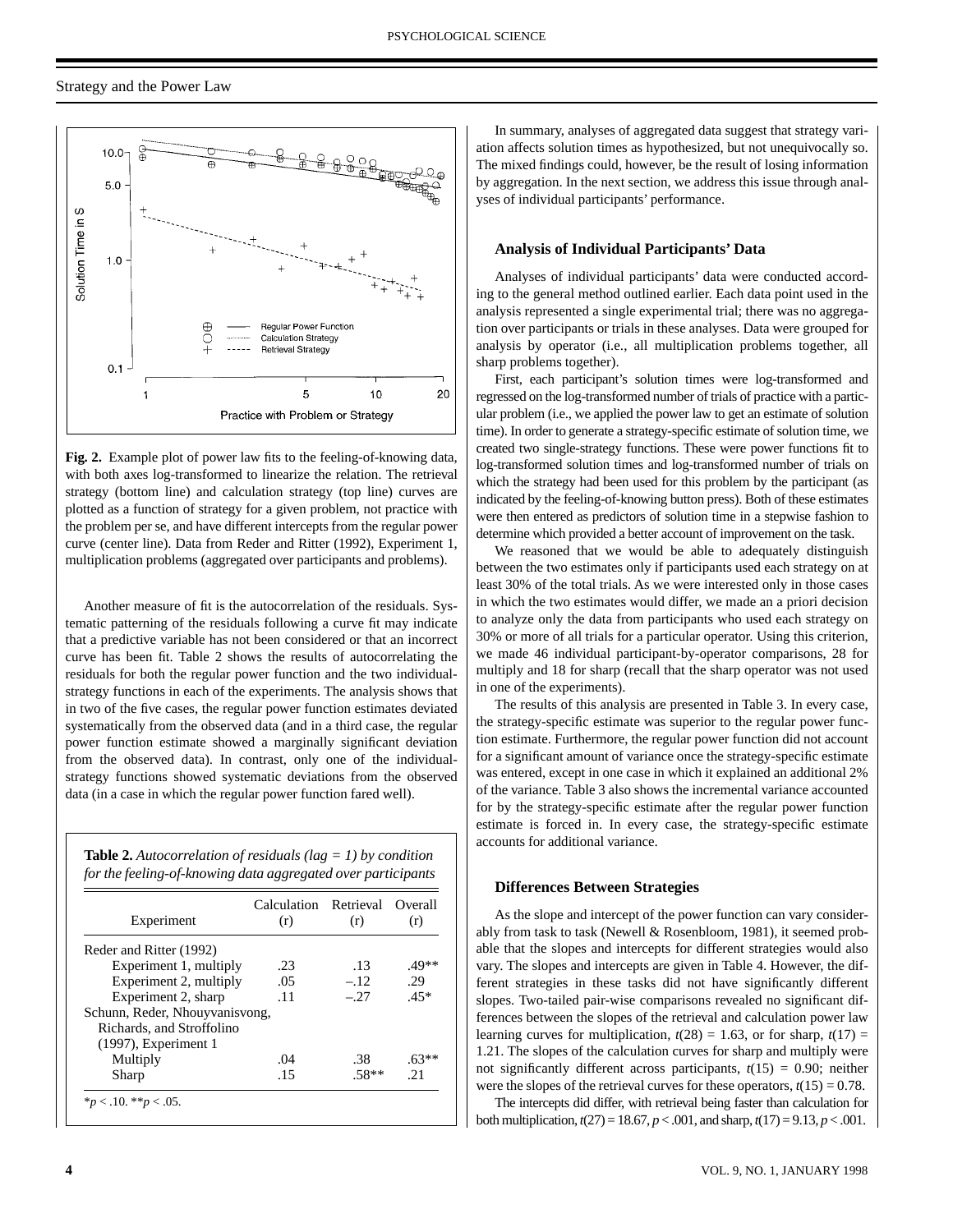Fig. 2. Example plot of power law fits to the feeling-of-knowing data, with both axes log-transformed to linearize the relation. The retrieval strategy (bottom line) and calculation strategy (top line) curves are plotted as a function of strategy for a given problem, not practice with the problem per se, and have different intercepts from the regular power curve (center line). Data from Reder and Ritter (1992), Experiment 1, multiplication problems (aggregated over participants and problems).

Another measure of fit is the autocorrelation of the residuals. Systematic patterning of the residuals following a curve fit may indicate that a predictive variable has not been considered or that an incorrect curve has been fit. Table 2 shows the results of autocorrelating the residuals for both the regular power function and the two individual-strategy functions in each of the experiments. The analysis shows that in two of the five cases, the regular power function estimates deviated systematically from the observed data (and in a third case, the regular power function estimate showed a marginally significant deviation from the observed data). In contrast, only one of the individual-strategy functions showed systematic deviations from the observed data (in a case in which the regular power function fared well).

**Table 2.** *Autocorrelation of residuals (lag = 1) by condition for the feeling-of-knowing data aggregated over participants*

| Experiment | Calculation (r) | Retrieval (r) | Overall (r) |
|---|---|---|---|
| Reder and Ritter (1992) | | | |
| Experiment 1, multiply | .23 | .13 | .49** |
| Experiment 2, multiply | .05 | –.12 | .29 |
| Experiment 2, sharp | .11 | –.27 | .45* |
| Schunn, Reder, Nhouyvanisvong, Richards, and Stroffolino (1997), Experiment 1 | | | |
| Multiply | .04 | .38 | .63** |
| Sharp | .15 | .58** | .21 |

*$p < .10$. **$p < .05$.

In summary, analyses of aggregated data suggest that strategy variation affects solution times as hypothesized, but not unequivocally so. The mixed findings could, however, be the result of losing information by aggregation. In the next section, we address this issue through analyses of individual participants' performance.

### Analysis of Individual Participants' Data

Analyses of individual participants' data were conducted according to the general method outlined earlier. Each data point used in the analysis represented a single experimental trial; there was no aggregation over participants or trials in these analyses. Data were grouped for analysis by operator (i.e., all multiplication problems together, all sharp problems together).

First, each participant's solution times were log-transformed and regressed on the log-transformed number of trials of practice with a particular problem (i.e., we applied the power law to get an estimate of solution time). In order to generate a strategy-specific estimate of solution time, we created two single-strategy functions. These were power functions fit to log-transformed solution times and log-transformed number of trials on which the strategy had been used for this problem by the participant (as indicated by the feeling-of-knowing button press). Both of these estimates were then entered as predictors of solution time in a stepwise fashion to determine which provided a better account of improvement on the task.

We reasoned that we would be able to adequately distinguish between the two estimates only if participants used each strategy on at least 30% of the total trials. As we were interested only in those cases in which the two estimates would differ, we made an a priori decision to analyze only the data from participants who used each strategy on 30% or more of all trials for a particular operator. Using this criterion, we made 46 individual participant-by-operator comparisons, 28 for multiply and 18 for sharp (recall that the sharp operator was not used in one of the experiments).

The results of this analysis are presented in Table 3. In every case, the strategy-specific estimate was superior to the regular power function estimate. Furthermore, the regular power function did not account for a significant amount of variance once the strategy-specific estimate was entered, except in one case in which it explained an additional 2% of the variance. Table 3 also shows the incremental variance accounted for by the strategy-specific estimate after the regular power function estimate is forced in. In every case, the strategy-specific estimate accounts for additional variance.

### Differences Between Strategies

As the slope and intercept of the power function can vary considerably from task to task (Newell & Rosenbloom, 1981), it seemed probable that the slopes and intercepts for different strategies would also vary. The slopes and intercepts are given in Table 4. However, the different strategies in these tasks did not have significantly different slopes. Two-tailed pair-wise comparisons revealed no significant differences between the slopes of the retrieval and calculation power law learning curves for multiplication, $t(28) = 1.63$, or for sharp, $t(17) = 1.21$. The slopes of the calculation curves for sharp and multiply were not significantly different across participants, $t(15) = 0.90$; neither were the slopes of the retrieval curves for these operators, $t(15) = 0.78$.

The intercepts did differ, with retrieval being faster than calculation for both multiplication, $t(27) = 18.67$, $p < .001$, and sharp, $t(17) = 9.13$, $p < .001$.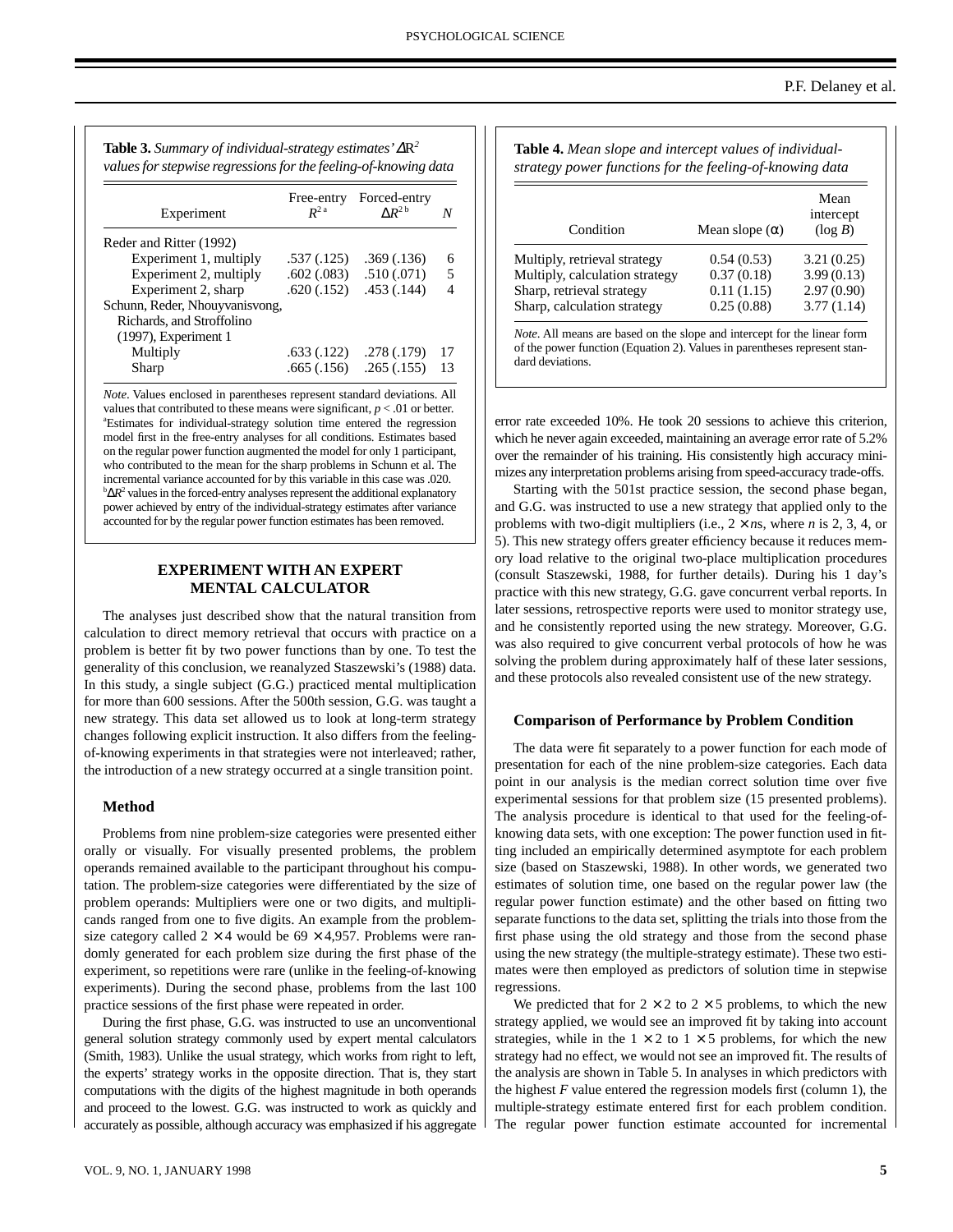**Table 3.** *Summary of individual-strategy estimates' $\Delta R^2$ values for stepwise regressions for the feeling-of-knowing data*

| Experiment | Free-entry $R^{2}$ [a] | Forced-entry $\Delta R^{2}$ [b] | $N$ |
|---|---|---|---|
| Reder and Ritter (1992) | | | |
| Experiment 1, multiply | .537 (.125) | .369 (.136) | 6 |
| Experiment 2, multiply | .602 (.083) | .510 (.071) | 5 |
| Experiment 2, sharp | .620 (.152) | .453 (.144) | 4 |
| Schunn, Reder, Nhouyvanisvong, Richards, and Stroffolino (1997), Experiment 1 | | | |
| Multiply | .633 (.122) | .278 (.179) | 17 |
| Sharp | .665 (.156) | .265 (.155) | 13 |

*Note*. Values enclosed in parentheses represent standard deviations. All values that contributed to these means were significant, $p < .01$ or better.
[a]Estimates for individual-strategy solution time entered the regression model first in the free-entry analyses for all conditions. Estimates based on the regular power function augmented the model for only 1 participant, who contributed to the mean for the sharp problems in Schunn et al. The incremental variance accounted for by this variable in this case was .020.
[b]$\Delta R^2$ values in the forced-entry analyses represent the additional explanatory power achieved by entry of the individual-strategy estimates after variance accounted for by the regular power function estimates has been removed.

**Table 4.** *Mean slope and intercept values of individual-strategy power functions for the feeling-of-knowing data*

| Condition | Mean slope ($\alpha$) | Mean intercept ($\log B$) |
|---|---|---|
| Multiply, retrieval strategy | 0.54 (0.53) | 3.21 (0.25) |
| Multiply, calculation strategy | 0.37 (0.18) | 3.99 (0.13) |
| Sharp, retrieval strategy | 0.11 (1.15) | 2.97 (0.90) |
| Sharp, calculation strategy | 0.25 (0.88) | 3.77 (1.14) |

*Note*. All means are based on the slope and intercept for the linear form of the power function (Equation 2). Values in parentheses represent standard deviations.

## EXPERIMENT WITH AN EXPERT MENTAL CALCULATOR

The analyses just described show that the natural transition from calculation to direct memory retrieval that occurs with practice on a problem is better fit by two power functions than by one. To test the generality of this conclusion, we reanalyzed Staszewski's (1988) data. In this study, a single subject (G.G.) practiced mental multiplication for more than 600 sessions. After the 500th session, G.G. was taught a new strategy. This data set allowed us to look at long-term strategy changes following explicit instruction. It also differs from the feeling-of-knowing experiments in that strategies were not interleaved; rather, the introduction of a new strategy occurred at a single transition point.

### Method

Problems from nine problem-size categories were presented either orally or visually. For visually presented problems, the problem operands remained available to the participant throughout his computation. The problem-size categories were differentiated by the size of problem operands: Multipliers were one or two digits, and multiplicands ranged from one to five digits. An example from the problem-size category called $2 \times 4$ would be $69 \times 4{,}957$. Problems were randomly generated for each problem size during the first phase of the experiment, so repetitions were rare (unlike in the feeling-of-knowing experiments). During the second phase, problems from the last 100 practice sessions of the first phase were repeated in order.

During the first phase, G.G. was instructed to use an unconventional general solution strategy commonly used by expert mental calculators (Smith, 1983). Unlike the usual strategy, which works from right to left, the experts' strategy works in the opposite direction. That is, they start computations with the digits of the highest magnitude in both operands and proceed to the lowest. G.G. was instructed to work as quickly and accurately as possible, although accuracy was emphasized if his aggregate error rate exceeded 10%. He took 20 sessions to achieve this criterion, which he never again exceeded, maintaining an average error rate of 5.2% over the remainder of his training. His consistently high accuracy minimizes any interpretation problems arising from speed-accuracy trade-offs.

Starting with the 501st practice session, the second phase began, and G.G. was instructed to use a new strategy that applied only to the problems with two-digit multipliers (i.e., $2 \times n$s, where $n$ is 2, 3, 4, or 5). This new strategy offers greater efficiency because it reduces memory load relative to the original two-place multiplication procedures (consult Staszewski, 1988, for further details). During his 1 day's practice with this new strategy, G.G. gave concurrent verbal reports. In later sessions, retrospective reports were used to monitor strategy use, and he consistently reported using the new strategy. Moreover, G.G. was also required to give concurrent verbal protocols of how he was solving the problem during approximately half of these later sessions, and these protocols also revealed consistent use of the new strategy.

### Comparison of Performance by Problem Condition

The data were fit separately to a power function for each mode of presentation for each of the nine problem-size categories. Each data point in our analysis is the median correct solution time over five experimental sessions for that problem size (15 presented problems). The analysis procedure is identical to that used for the feeling-of-knowing data sets, with one exception: The power function used in fitting included an empirically determined asymptote for each problem size (based on Staszewski, 1988). In other words, we generated two estimates of solution time, one based on the regular power law (the regular power function estimate) and the other based on fitting two separate functions to the data set, splitting the trials into those from the first phase using the old strategy and those from the second phase using the new strategy (the multiple-strategy estimate). These two estimates were then employed as predictors of solution time in stepwise regressions.

We predicted that for $2 \times 2$ to $2 \times 5$ problems, to which the new strategy applied, we would see an improved fit by taking into account strategies, while in the $1 \times 2$ to $1 \times 5$ problems, for which the new strategy had no effect, we would not see an improved fit. The results of the analysis are shown in Table 5. In analyses in which predictors with the highest $F$ value entered the regression models first (column 1), the multiple-strategy estimate entered first for each problem condition. The regular power function estimate accounted for incremental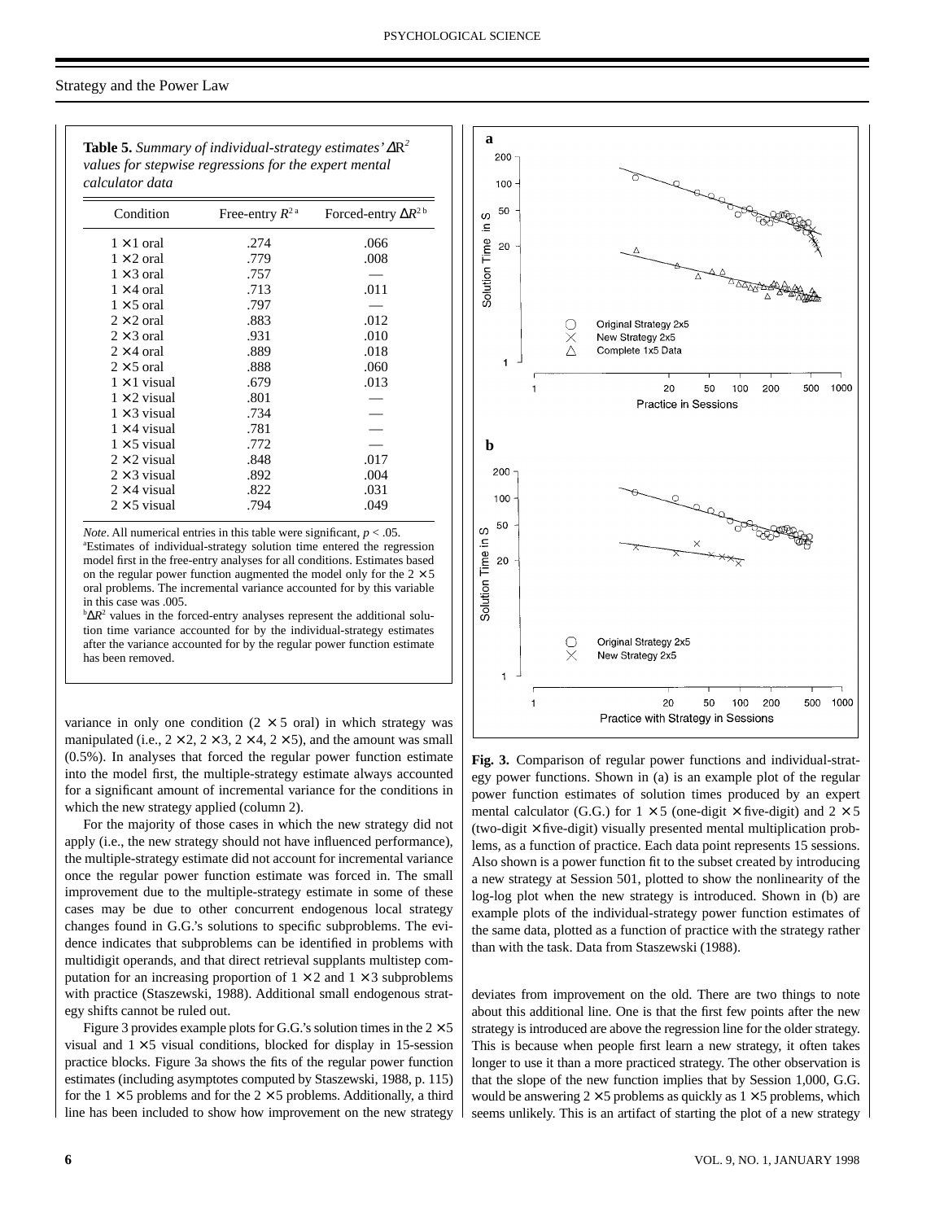**Table 5.** *Summary of individual-strategy estimates' $\Delta R^2$ values for stepwise regressions for the expert mental calculator data*

| Condition | Free-entry $R^2$ [a] | Forced-entry $\Delta R^2$ [b] |
|---|---|---|
| 1 × 1 oral | .274 | .066 |
| 1 × 2 oral | .779 | .008 |
| 1 × 3 oral | .757 | — |
| 1 × 4 oral | .713 | .011 |
| 1 × 5 oral | .797 | — |
| 2 × 2 oral | .883 | .012 |
| 2 × 3 oral | .931 | .010 |
| 2 × 4 oral | .889 | .018 |
| 2 × 5 oral | .888 | .060 |
| 1 × 1 visual | .679 | .013 |
| 1 × 2 visual | .801 | — |
| 1 × 3 visual | .734 | — |
| 1 × 4 visual | .781 | — |
| 1 × 5 visual | .772 | — |
| 2 × 2 visual | .848 | .017 |
| 2 × 3 visual | .892 | .004 |
| 2 × 4 visual | .822 | .031 |
| 2 × 5 visual | .794 | .049 |

*Note*. All numerical entries in this table were significant, $p < .05$.

[a]Estimates of individual-strategy solution time entered the regression model first in the free-entry analyses for all conditions. Estimates based on the regular power function augmented the model only for the 2 × 5 oral problems. The incremental variance accounted for by this variable in this case was .005.

[b]$\Delta R^2$ values in the forced-entry analyses represent the additional solution time variance accounted for by the individual-strategy estimates after the variance accounted for by the regular power function estimate has been removed.

variance in only one condition (2 × 5 oral) in which strategy was manipulated (i.e., 2 × 2, 2 × 3, 2 × 4, 2 × 5), and the amount was small (0.5%). In analyses that forced the regular power function estimate into the model first, the multiple-strategy estimate always accounted for a significant amount of incremental variance for the conditions in which the new strategy applied (column 2).

For the majority of those cases in which the new strategy did not apply (i.e., the new strategy should not have influenced performance), the multiple-strategy estimate did not account for incremental variance once the regular power function estimate was forced in. The small improvement due to the multiple-strategy estimate in some of these cases may be due to other concurrent endogenous local strategy changes found in G.G.'s solutions to specific subproblems. The evidence indicates that subproblems can be identified in problems with multidigit operands, and that direct retrieval supplants multistep computation for an increasing proportion of 1 × 2 and 1 × 3 subproblems with practice (Staszewski, 1988). Additional small endogenous strategy shifts cannot be ruled out.

Figure 3 provides example plots for G.G.'s solution times in the 2 × 5 visual and 1 × 5 visual conditions, blocked for display in 15-session practice blocks. Figure 3a shows the fits of the regular power function estimates (including asymptotes computed by Staszewski, 1988, p. 115) for the 1 × 5 problems and for the 2 × 5 problems. Additionally, a third line has been included to show how improvement on the new strategy deviates from improvement on the old. There are two things to note about this additional line. One is that the first few points after the new strategy is introduced are above the regression line for the older strategy. This is because when people first learn a new strategy, it often takes longer to use it than a more practiced strategy. The other observation is that the slope of the new function implies that by Session 1,000, G.G. would be answering 2 × 5 problems as quickly as 1 × 5 problems, which seems unlikely. This is an artifact of starting the plot of a new strategy

**Fig. 3.** Comparison of regular power functions and individual-strategy power functions. Shown in (a) is an example plot of the regular power function estimates of solution times produced by an expert mental calculator (G.G.) for 1 × 5 (one-digit × five-digit) and 2 × 5 (two-digit × five-digit) visually presented mental multiplication problems, as a function of practice. Each data point represents 15 sessions. Also shown is a power function fit to the subset created by introducing a new strategy at Session 501, plotted to show the nonlinearity of the log-log plot when the new strategy is introduced. Shown in (b) are example plots of the individual-strategy power function estimates of the same data, plotted as a function of practice with the strategy rather than with the task. Data from Staszewski (1988).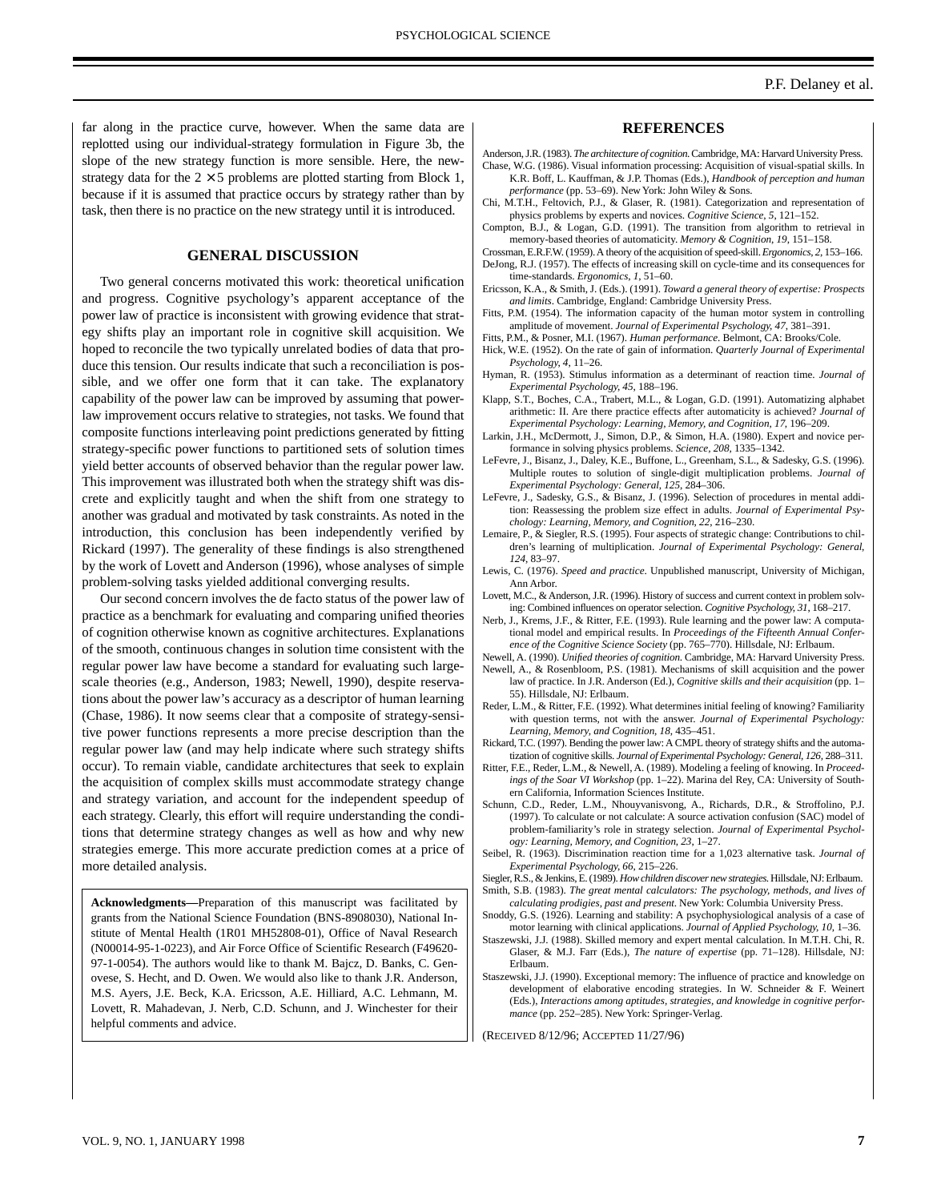far along in the practice curve, however. When the same data are replotted using our individual-strategy formulation in Figure 3b, the slope of the new strategy function is more sensible. Here, the new-strategy data for the $2 \times 5$ problems are plotted starting from Block 1, because if it is assumed that practice occurs by strategy rather than by task, then there is no practice on the new strategy until it is introduced.

## GENERAL DISCUSSION

Two general concerns motivated this work: theoretical unification and progress. Cognitive psychology's apparent acceptance of the power law of practice is inconsistent with growing evidence that strategy shifts play an important role in cognitive skill acquisition. We hoped to reconcile the two typically unrelated bodies of data that produce this tension. Our results indicate that such a reconciliation is possible, and we offer one form that it can take. The explanatory capability of the power law can be improved by assuming that power-law improvement occurs relative to strategies, not tasks. We found that composite functions interleaving point predictions generated by fitting strategy-specific power functions to partitioned sets of solution times yield better accounts of observed behavior than the regular power law. This improvement was illustrated both when the strategy shift was discrete and explicitly taught and when the shift from one strategy to another was gradual and motivated by task constraints. As noted in the introduction, this conclusion has been independently verified by Rickard (1997). The generality of these findings is also strengthened by the work of Lovett and Anderson (1996), whose analyses of simple problem-solving tasks yielded additional converging results.

Our second concern involves the de facto status of the power law of practice as a benchmark for evaluating and comparing unified theories of cognition otherwise known as cognitive architectures. Explanations of the smooth, continuous changes in solution time consistent with the regular power law have become a standard for evaluating such large-scale theories (e.g., Anderson, 1983; Newell, 1990), despite reservations about the power law's accuracy as a descriptor of human learning (Chase, 1986). It now seems clear that a composite of strategy-sensitive power functions represents a more precise description than the regular power law (and may help indicate where such strategy shifts occur). To remain viable, candidate architectures that seek to explain the acquisition of complex skills must accommodate strategy change and strategy variation, and account for the independent speedup of each strategy. Clearly, this effort will require understanding the conditions that determine strategy changes as well as how and why new strategies emerge. This more accurate prediction comes at a price of more detailed analysis.

**Acknowledgments—**Preparation of this manuscript was facilitated by grants from the National Science Foundation (BNS-8908030), National Institute of Mental Health (1R01 MH52808-01), Office of Naval Research (N00014-95-1-0223), and Air Force Office of Scientific Research (F49620-97-1-0054). The authors would like to thank M. Bajcz, D. Banks, C. Genovese, S. Hecht, and D. Owen. We would also like to thank J.R. Anderson, M.S. Ayers, J.E. Beck, K.A. Ericsson, A.E. Hilliard, A.C. Lehmann, M. Lovett, R. Mahadevan, J. Nerb, C.D. Schunn, and J. Winchester for their helpful comments and advice.

## REFERENCES

Anderson, J.R. (1983). *The architecture of cognition*. Cambridge, MA: Harvard University Press.

Chase, W.G. (1986). Visual information processing: Acquisition of visual-spatial skills. In K.R. Boff, L. Kauffman, & J.P. Thomas (Eds.), *Handbook of perception and human performance* (pp. 53–69). New York: John Wiley & Sons.

Chi, M.T.H., Feltovich, P.J., & Glaser, R. (1981). Categorization and representation of physics problems by experts and novices. *Cognitive Science*, *5*, 121–152.

Compton, B.J., & Logan, G.D. (1991). The transition from algorithm to retrieval in memory-based theories of automaticity. *Memory & Cognition*, *19*, 151–158.

Crossman, E.R.F.W. (1959). A theory of the acquisition of speed-skill. *Ergonomics*, *2*, 153–166.

DeJong, R.J. (1957). The effects of increasing skill on cycle-time and its consequences for time-standards. *Ergonomics*, *1*, 51–60.

Ericsson, K.A., & Smith, J. (Eds.). (1991). *Toward a general theory of expertise: Prospects and limits*. Cambridge, England: Cambridge University Press.

Fitts, P.M. (1954). The information capacity of the human motor system in controlling amplitude of movement. *Journal of Experimental Psychology*, *47*, 381–391.

Fitts, P.M., & Posner, M.I. (1967). *Human performance*. Belmont, CA: Brooks/Cole.

Hick, W.E. (1952). On the rate of gain of information. *Quarterly Journal of Experimental Psychology*, *4*, 11–26.

Hyman, R. (1953). Stimulus information as a determinant of reaction time. *Journal of Experimental Psychology*, *45*, 188–196.

Klapp, S.T., Boches, C.A., Trabert, M.L., & Logan, G.D. (1991). Automatizing alphabet arithmetic: II. Are there practice effects after automaticity is achieved? *Journal of Experimental Psychology: Learning, Memory, and Cognition*, *17*, 196–209.

Larkin, J.H., McDermott, J., Simon, D.P., & Simon, H.A. (1980). Expert and novice performance in solving physics problems. *Science*, *208*, 1335–1342.

LeFevre, J., Bisanz, J., Daley, K.E., Buffone, L., Greenham, S.L., & Sadesky, G.S. (1996). Multiple routes to solution of single-digit multiplication problems. *Journal of Experimental Psychology: General*, *125*, 284–306.

LeFevre, J., Sadesky, G.S., & Bisanz, J. (1996). Selection of procedures in mental addition: Reassessing the problem size effect in adults. *Journal of Experimental Psychology: Learning, Memory, and Cognition*, *22*, 216–230.

Lemaire, P., & Siegler, R.S. (1995). Four aspects of strategic change: Contributions to children's learning of multiplication. *Journal of Experimental Psychology: General*, *124*, 83–97.

Lewis, C. (1976). *Speed and practice*. Unpublished manuscript, University of Michigan, Ann Arbor.

Lovett, M.C., & Anderson, J.R. (1996). History of success and current context in problem solving: Combined influences on operator selection. *Cognitive Psychology*, *31*, 168–217.

Nerb, J., Krems, J.F., & Ritter, F.E. (1993). Rule learning and the power law: A computational model and empirical results. In *Proceedings of the Fifteenth Annual Conference of the Cognitive Science Society* (pp. 765–770). Hillsdale, NJ: Erlbaum.

Newell, A. (1990). *Unified theories of cognition*. Cambridge, MA: Harvard University Press.

Newell, A., & Rosenbloom, P.S. (1981). Mechanisms of skill acquisition and the power law of practice. In J.R. Anderson (Ed.), *Cognitive skills and their acquisition* (pp. 1–55). Hillsdale, NJ: Erlbaum.

Reder, L.M., & Ritter, F.E. (1992). What determines initial feeling of knowing? Familiarity with question terms, not with the answer. *Journal of Experimental Psychology: Learning, Memory, and Cognition*, *18*, 435–451.

Rickard, T.C. (1997). Bending the power law: A CMPL theory of strategy shifts and the automatization of cognitive skills. *Journal of Experimental Psychology: General*, *126*, 288–311.

Ritter, F.E., Reder, L.M., & Newell, A. (1989). Modeling a feeling of knowing. In *Proceedings of the Soar VI Workshop* (pp. 1–22). Marina del Rey, CA: University of Southern California, Information Sciences Institute.

Schunn, C.D., Reder, L.M., Nhouyvanisvong, A., Richards, D.R., & Stroffolino, P.J. (1997). To calculate or not calculate: A source activation confusion (SAC) model of problem-familiarity's role in strategy selection. *Journal of Experimental Psychology: Learning, Memory, and Cognition*, *23*, 1–27.

Seibel, R. (1963). Discrimination reaction time for a 1,023 alternative task. *Journal of Experimental Psychology*, *66*, 215–226.

Siegler, R.S., & Jenkins, E. (1989). *How children discover new strategies*. Hillsdale, NJ: Erlbaum.

Smith, S.B. (1983). *The great mental calculators: The psychology, methods, and lives of calculating prodigies, past and present*. New York: Columbia University Press.

Snoddy, G.S. (1926). Learning and stability: A psychophysiological analysis of a case of motor learning with clinical applications. *Journal of Applied Psychology*, *10*, 1–36.

Staszewski, J.J. (1988). Skilled memory and expert mental calculation. In M.T.H. Chi, R. Glaser, & M.J. Farr (Eds.), *The nature of expertise* (pp. 71–128). Hillsdale, NJ: Erlbaum.

Staszewski, J.J. (1990). Exceptional memory: The influence of practice and knowledge on development of elaborative encoding strategies. In W. Schneider & F. Weinert (Eds.), *Interactions among aptitudes, strategies, and knowledge in cognitive performance* (pp. 252–285). New York: Springer-Verlag.

(Received 8/12/96; Accepted 11/27/96)